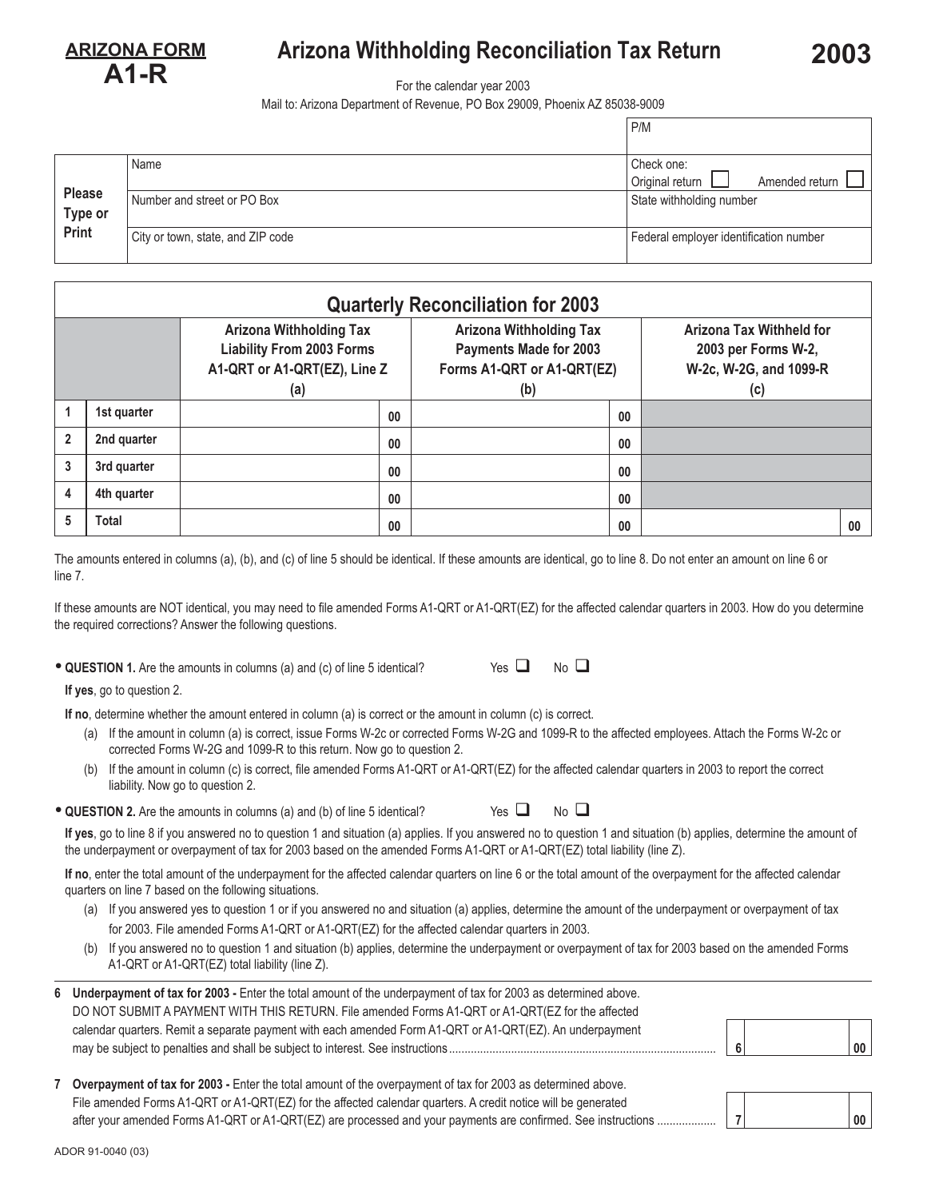**ARIZONA FORM**
**A1-R**

# Arizona Withholding Reconciliation Tax Return

**2003**

For the calendar year 2003

Mail to: Arizona Department of Revenue, PO Box 29009, Phoenix AZ 85038-9009

| | | P/M |
|---|---|---|
| **Please Type or Print** | Name | Check one: Original return ☐ Amended return ☐ |
| | Number and street or PO Box | State withholding number |
| | City or town, state, and ZIP code | Federal employer identification number |

## Quarterly Reconciliation for 2003

| | | Arizona Withholding Tax Liability From 2003 Forms A1-QRT or A1-QRT(EZ), Line Z (a) | Arizona Withholding Tax Payments Made for 2003 Forms A1-QRT or A1-QRT(EZ) (b) | Arizona Tax Withheld for 2003 per Forms W-2, W-2c, W-2G, and 1099-R (c) |
|---|---|---|---|---|
| 1 | 1st quarter | 00 | 00 | |
| 2 | 2nd quarter | 00 | 00 | |
| 3 | 3rd quarter | 00 | 00 | |
| 4 | 4th quarter | 00 | 00 | |
| 5 | Total | 00 | 00 | 00 |

The amounts entered in columns (a), (b), and (c) of line 5 should be identical. If these amounts are identical, go to line 8. Do not enter an amount on line 6 or line 7.

If these amounts are NOT identical, you may need to file amended Forms A1-QRT or A1-QRT(EZ) for the affected calendar quarters in 2003. How do you determine the required corrections? Answer the following questions.

- **QUESTION 1.** Are the amounts in columns (a) and (c) of line 5 identical? Yes ☐ No ☐

  **If yes**, go to question 2.

  **If no**, determine whether the amount entered in column (a) is correct or the amount in column (c) is correct.

  (a) If the amount in column (a) is correct, issue Forms W-2c or corrected Forms W-2G and 1099-R to the affected employees. Attach the Forms W-2c or corrected Forms W-2G and 1099-R to this return. Now go to question 2.

  (b) If the amount in column (c) is correct, file amended Forms A1-QRT or A1-QRT(EZ) for the affected calendar quarters in 2003 to report the correct liability. Now go to question 2.

- **QUESTION 2.** Are the amounts in columns (a) and (b) of line 5 identical? Yes ☐ No ☐

  **If yes**, go to line 8 if you answered no to question 1 and situation (a) applies. If you answered no to question 1 and situation (b) applies, determine the amount of the underpayment or overpayment of tax for 2003 based on the amended Forms A1-QRT or A1-QRT(EZ) total liability (line Z).

  **If no**, enter the total amount of the underpayment for the affected calendar quarters on line 6 or the total amount of the overpayment for the affected calendar quarters on line 7 based on the following situations.

  (a) If you answered yes to question 1 or if you answered no and situation (a) applies, determine the amount of the underpayment or overpayment of tax for 2003. File amended Forms A1-QRT or A1-QRT(EZ) for the affected calendar quarters in 2003.

  (b) If you answered no to question 1 and situation (b) applies, determine the underpayment or overpayment of tax for 2003 based on the amended Forms A1-QRT or A1-QRT(EZ) total liability (line Z).

**6 Underpayment of tax for 2003 -** Enter the total amount of the underpayment of tax for 2003 as determined above. DO NOT SUBMIT A PAYMENT WITH THIS RETURN. File amended Forms A1-QRT or A1-QRT(EZ for the affected calendar quarters. Remit a separate payment with each amended Form A1-QRT or A1-QRT(EZ). An underpayment may be subject to penalties and shall be subject to interest. See instructions .......... 6 | 00

**7 Overpayment of tax for 2003 -** Enter the total amount of the overpayment of tax for 2003 as determined above. File amended Forms A1-QRT or A1-QRT(EZ) for the affected calendar quarters. A credit notice will be generated after your amended Forms A1-QRT or A1-QRT(EZ) are processed and your payments are confirmed. See instructions .......... 7 | 00

ADOR 91-0040 (03)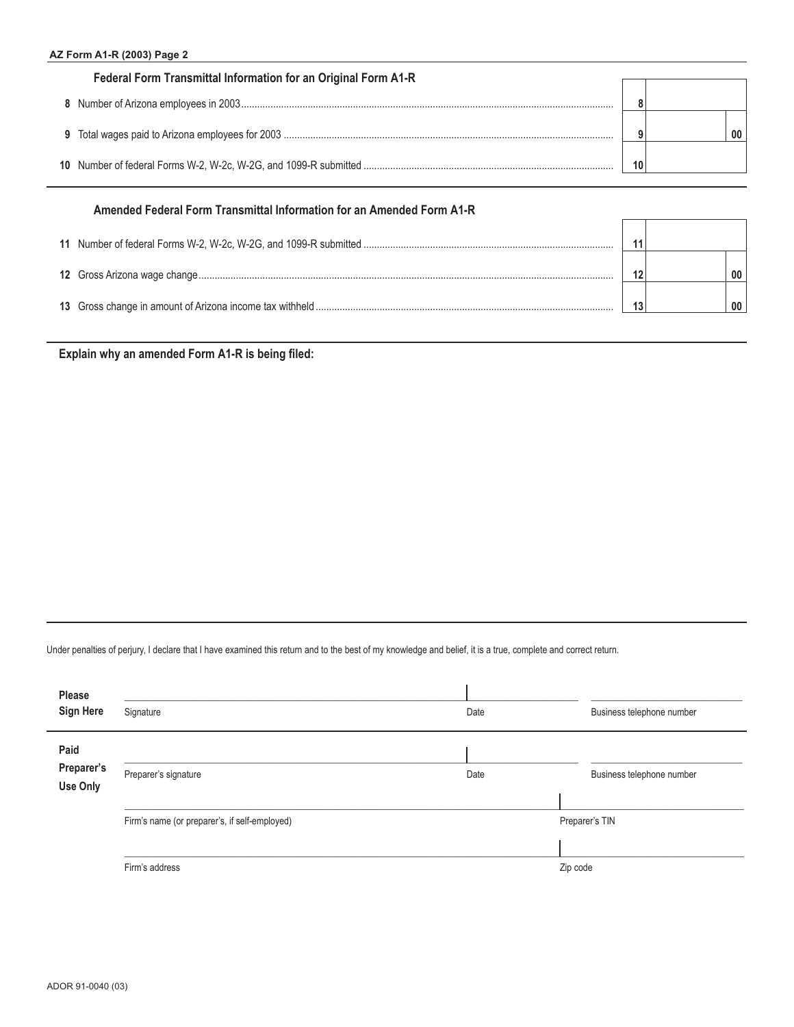### Federal Form Transmittal Information for an Original Form A1-R

| | | | |
|---|---|---|---|
| 8 | Number of Arizona employees in 2003 | 8 | |
| 9 | Total wages paid to Arizona employees for 2003 | 9 | 00 |
| 10 | Number of federal Forms W-2, W-2c, W-2G, and 1099-R submitted | 10 | |

### Amended Federal Form Transmittal Information for an Amended Form A1-R

| | | | |
|---|---|---|---|
| 11 | Number of federal Forms W-2, W-2c, W-2G, and 1099-R submitted | 11 | |
| 12 | Gross Arizona wage change | 12 | 00 |
| 13 | Gross change in amount of Arizona income tax withheld | 13 | 00 |

**Explain why an amended Form A1-R is being filed:**

Under penalties of perjury, I declare that I have examined this return and to the best of my knowledge and belief, it is a true, complete and correct return.

**Please Sign Here**

Signature | Date | Business telephone number

**Paid Preparer's Use Only**

Preparer's signature | Date | Business telephone number

Firm's name (or preparer's, if self-employed) | Preparer's TIN

Firm's address | Zip code

ADOR 91-0040 (03)